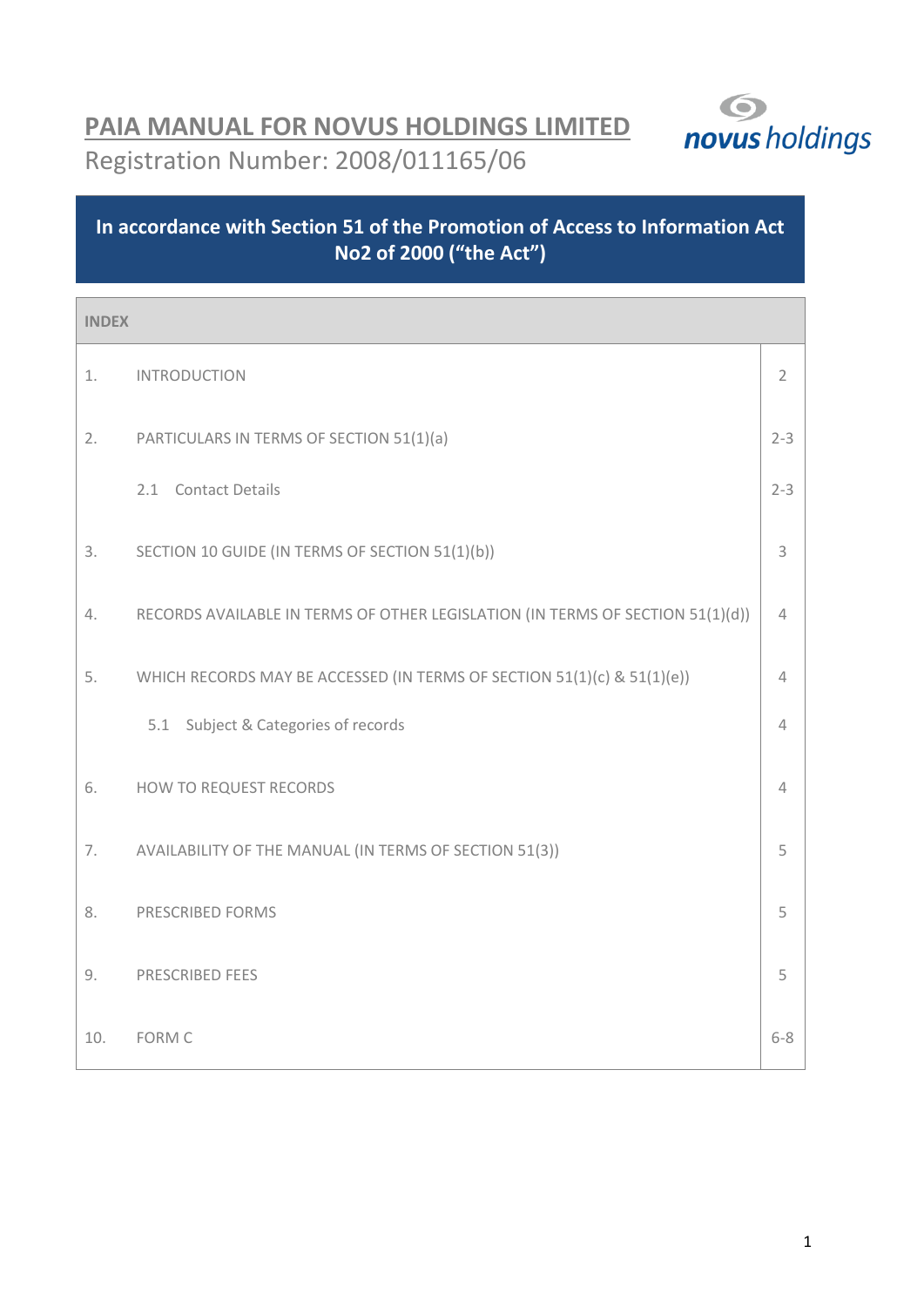# PAIA MANUAL FOR NOVUS HOLDINGS LIMITED

Registration Number: 2008/011165/06

**In accordance with Section 51 of the Promotion of Access to Information Act No2 of 2000 ("the Act")**

| INDEX | | |
|---|---|---|
| 1. | INTRODUCTION | 2 |
| 2. | PARTICULARS IN TERMS OF SECTION 51(1)(a) | 2-3 |
| | 2.1 Contact Details | 2-3 |
| 3. | SECTION 10 GUIDE (IN TERMS OF SECTION 51(1)(b)) | 3 |
| 4. | RECORDS AVAILABLE IN TERMS OF OTHER LEGISLATION (IN TERMS OF SECTION 51(1)(d)) | 4 |
| 5. | WHICH RECORDS MAY BE ACCESSED (IN TERMS OF SECTION 51(1)(c) & 51(1)(e)) | 4 |
| | 5.1 Subject & Categories of records | 4 |
| 6. | HOW TO REQUEST RECORDS | 4 |
| 7. | AVAILABILITY OF THE MANUAL (IN TERMS OF SECTION 51(3)) | 5 |
| 8. | PRESCRIBED FORMS | 5 |
| 9. | PRESCRIBED FEES | 5 |
| 10. | FORM C | 6-8 |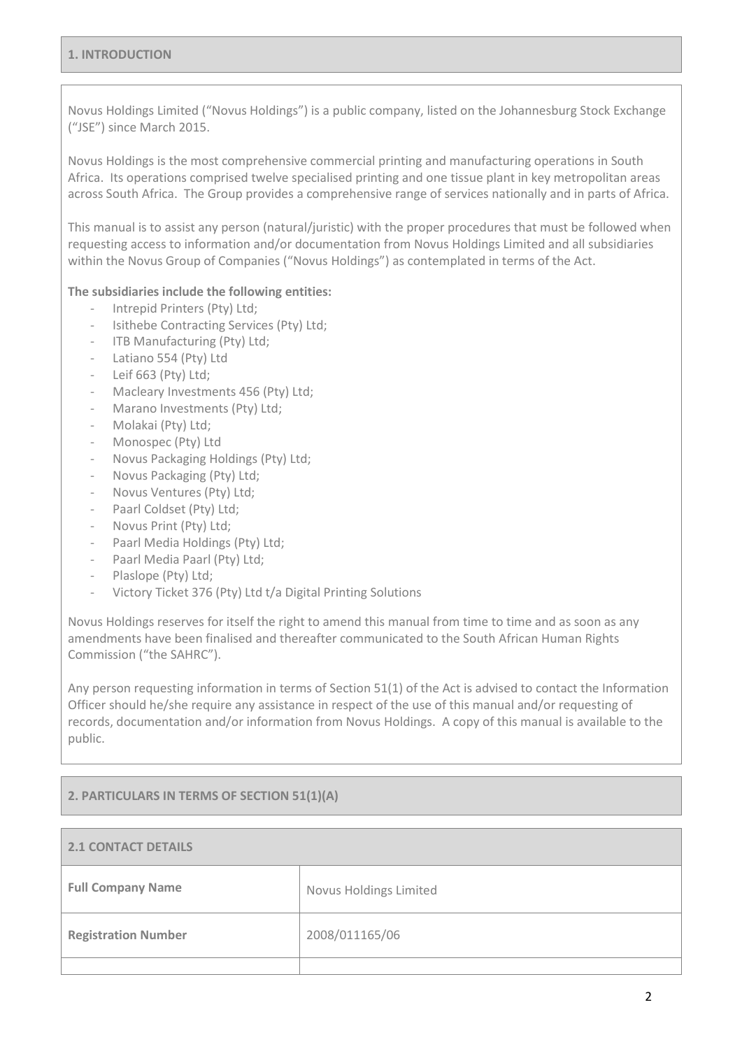## 1. INTRODUCTION

Novus Holdings Limited ("Novus Holdings") is a public company, listed on the Johannesburg Stock Exchange ("JSE") since March 2015.

Novus Holdings is the most comprehensive commercial printing and manufacturing operations in South Africa. Its operations comprised twelve specialised printing and one tissue plant in key metropolitan areas across South Africa. The Group provides a comprehensive range of services nationally and in parts of Africa.

This manual is to assist any person (natural/juristic) with the proper procedures that must be followed when requesting access to information and/or documentation from Novus Holdings Limited and all subsidiaries within the Novus Group of Companies ("Novus Holdings") as contemplated in terms of the Act.

**The subsidiaries include the following entities:**

- Intrepid Printers (Pty) Ltd;
- Isithebe Contracting Services (Pty) Ltd;
- ITB Manufacturing (Pty) Ltd;
- Latiano 554 (Pty) Ltd
- Leif 663 (Pty) Ltd;
- Macleary Investments 456 (Pty) Ltd;
- Marano Investments (Pty) Ltd;
- Molakai (Pty) Ltd;
- Monospec (Pty) Ltd
- Novus Packaging Holdings (Pty) Ltd;
- Novus Packaging (Pty) Ltd;
- Novus Ventures (Pty) Ltd;
- Paarl Coldset (Pty) Ltd;
- Novus Print (Pty) Ltd;
- Paarl Media Holdings (Pty) Ltd;
- Paarl Media Paarl (Pty) Ltd;
- Plaslope (Pty) Ltd;
- Victory Ticket 376 (Pty) Ltd t/a Digital Printing Solutions

Novus Holdings reserves for itself the right to amend this manual from time to time and as soon as any amendments have been finalised and thereafter communicated to the South African Human Rights Commission ("the SAHRC").

Any person requesting information in terms of Section 51(1) of the Act is advised to contact the Information Officer should he/she require any assistance in respect of the use of this manual and/or requesting of records, documentation and/or information from Novus Holdings. A copy of this manual is available to the public.

## 2. PARTICULARS IN TERMS OF SECTION 51(1)(A)

### 2.1 CONTACT DETAILS

| | |
|---|---|
| **Full Company Name** | Novus Holdings Limited |
| **Registration Number** | 2008/011165/06 |
| | |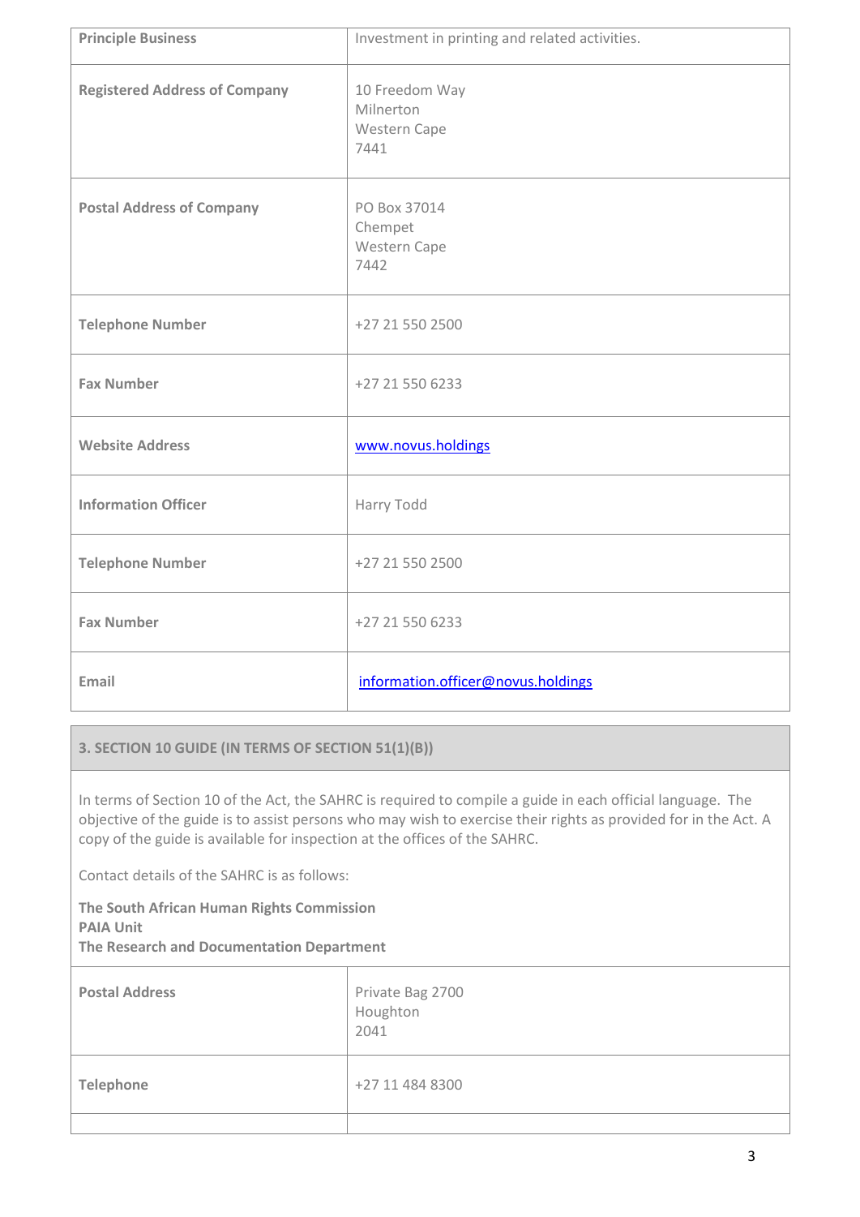| | |
|---|---|
| **Principle Business** | Investment in printing and related activities. |
| **Registered Address of Company** | 10 Freedom Way<br>Milnerton<br>Western Cape<br>7441 |
| **Postal Address of Company** | PO Box 37014<br>Chempet<br>Western Cape<br>7442 |
| **Telephone Number** | +27 21 550 2500 |
| **Fax Number** | +27 21 550 6233 |
| **Website Address** | www.novus.holdings |
| **Information Officer** | Harry Todd |
| **Telephone Number** | +27 21 550 2500 |
| **Fax Number** | +27 21 550 6233 |
| **Email** | information.officer@novus.holdings |

## 3. SECTION 10 GUIDE (IN TERMS OF SECTION 51(1)(B))

In terms of Section 10 of the Act, the SAHRC is required to compile a guide in each official language. The objective of the guide is to assist persons who may wish to exercise their rights as provided for in the Act. A copy of the guide is available for inspection at the offices of the SAHRC.

Contact details of the SAHRC is as follows:

**The South African Human Rights Commission**
**PAIA Unit**
**The Research and Documentation Department**

| | |
|---|---|
| **Postal Address** | Private Bag 2700<br>Houghton<br>2041 |
| **Telephone** | +27 11 484 8300 |
| | |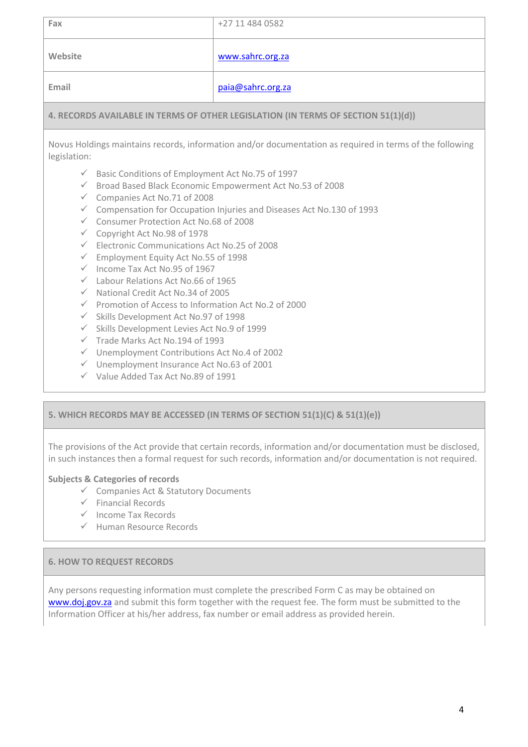| Fax | +27 11 484 0582 |
| --- | --- |
| Website | www.sahrc.org.za |
| Email | paia@sahrc.org.za |

## 4. RECORDS AVAILABLE IN TERMS OF OTHER LEGISLATION (IN TERMS OF SECTION 51(1)(d))

Novus Holdings maintains records, information and/or documentation as required in terms of the following legislation:

- ✓ Basic Conditions of Employment Act No.75 of 1997
- ✓ Broad Based Black Economic Empowerment Act No.53 of 2008
- ✓ Companies Act No.71 of 2008
- ✓ Compensation for Occupation Injuries and Diseases Act No.130 of 1993
- ✓ Consumer Protection Act No.68 of 2008
- ✓ Copyright Act No.98 of 1978
- ✓ Electronic Communications Act No.25 of 2008
- ✓ Employment Equity Act No.55 of 1998
- ✓ Income Tax Act No.95 of 1967
- ✓ Labour Relations Act No.66 of 1965
- ✓ National Credit Act No.34 of 2005
- ✓ Promotion of Access to Information Act No.2 of 2000
- ✓ Skills Development Act No.97 of 1998
- ✓ Skills Development Levies Act No.9 of 1999
- ✓ Trade Marks Act No.194 of 1993
- ✓ Unemployment Contributions Act No.4 of 2002
- ✓ Unemployment Insurance Act No.63 of 2001
- ✓ Value Added Tax Act No.89 of 1991

## 5. WHICH RECORDS MAY BE ACCESSED (IN TERMS OF SECTION 51(1)(C) & 51(1)(e))

The provisions of the Act provide that certain records, information and/or documentation must be disclosed, in such instances then a formal request for such records, information and/or documentation is not required.

**Subjects & Categories of records**

- ✓ Companies Act & Statutory Documents
- ✓ Financial Records
- ✓ Income Tax Records
- ✓ Human Resource Records

## 6. HOW TO REQUEST RECORDS

Any persons requesting information must complete the prescribed Form C as may be obtained on www.doj.gov.za and submit this form together with the request fee. The form must be submitted to the Information Officer at his/her address, fax number or email address as provided herein.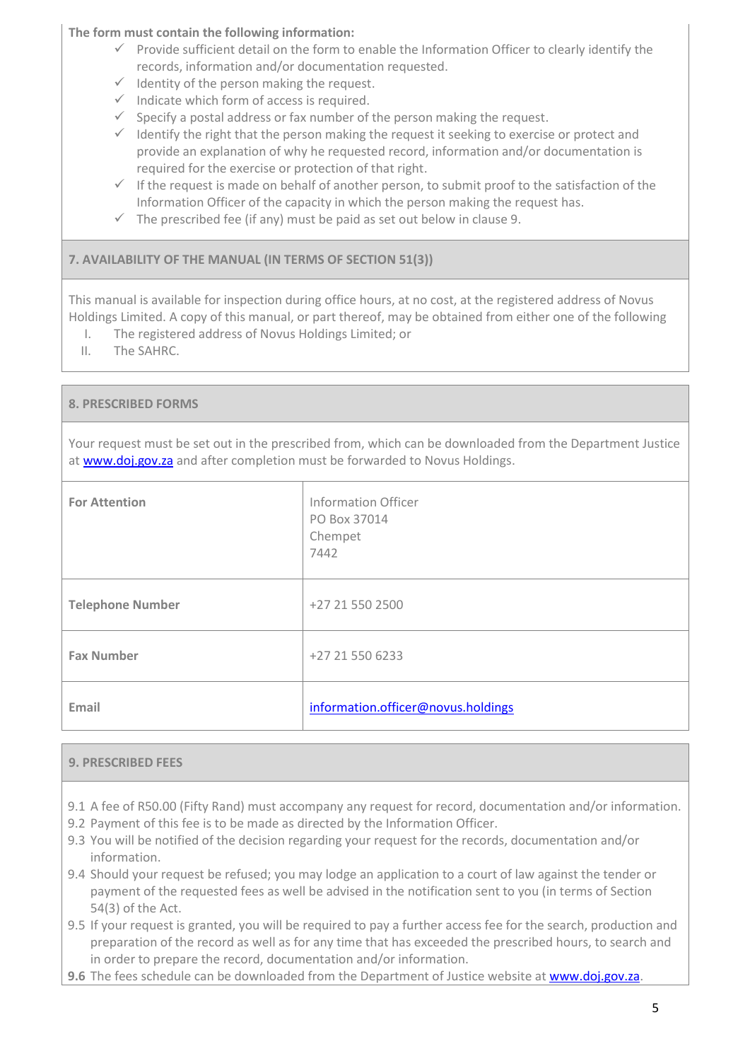**The form must contain the following information:**

- ✓ Provide sufficient detail on the form to enable the Information Officer to clearly identify the records, information and/or documentation requested.
- ✓ Identity of the person making the request.
- ✓ Indicate which form of access is required.
- ✓ Specify a postal address or fax number of the person making the request.
- ✓ Identify the right that the person making the request it seeking to exercise or protect and provide an explanation of why he requested record, information and/or documentation is required for the exercise or protection of that right.
- ✓ If the request is made on behalf of another person, to submit proof to the satisfaction of the Information Officer of the capacity in which the person making the request has.
- ✓ The prescribed fee (if any) must be paid as set out below in clause 9.

## 7. AVAILABILITY OF THE MANUAL (IN TERMS OF SECTION 51(3))

This manual is available for inspection during office hours, at no cost, at the registered address of Novus Holdings Limited. A copy of this manual, or part thereof, may be obtained from either one of the following

I. The registered address of Novus Holdings Limited; or
II. The SAHRC.

## 8. PRESCRIBED FORMS

Your request must be set out in the prescribed from, which can be downloaded from the Department Justice at www.doj.gov.za and after completion must be forwarded to Novus Holdings.

| | |
|---|---|
| **For Attention** | Information Officer<br>PO Box 37014<br>Chempet<br>7442 |
| **Telephone Number** | +27 21 550 2500 |
| **Fax Number** | +27 21 550 6233 |
| **Email** | information.officer@novus.holdings |

## 9. PRESCRIBED FEES

9.1 A fee of R50.00 (Fifty Rand) must accompany any request for record, documentation and/or information.
9.2 Payment of this fee is to be made as directed by the Information Officer.
9.3 You will be notified of the decision regarding your request for the records, documentation and/or information.
9.4 Should your request be refused; you may lodge an application to a court of law against the tender or payment of the requested fees as well be advised in the notification sent to you (in terms of Section 54(3) of the Act.
9.5 If your request is granted, you will be required to pay a further access fee for the search, production and preparation of the record as well as for any time that has exceeded the prescribed hours, to search and in order to prepare the record, documentation and/or information.
**9.6** The fees schedule can be downloaded from the Department of Justice website at www.doj.gov.za.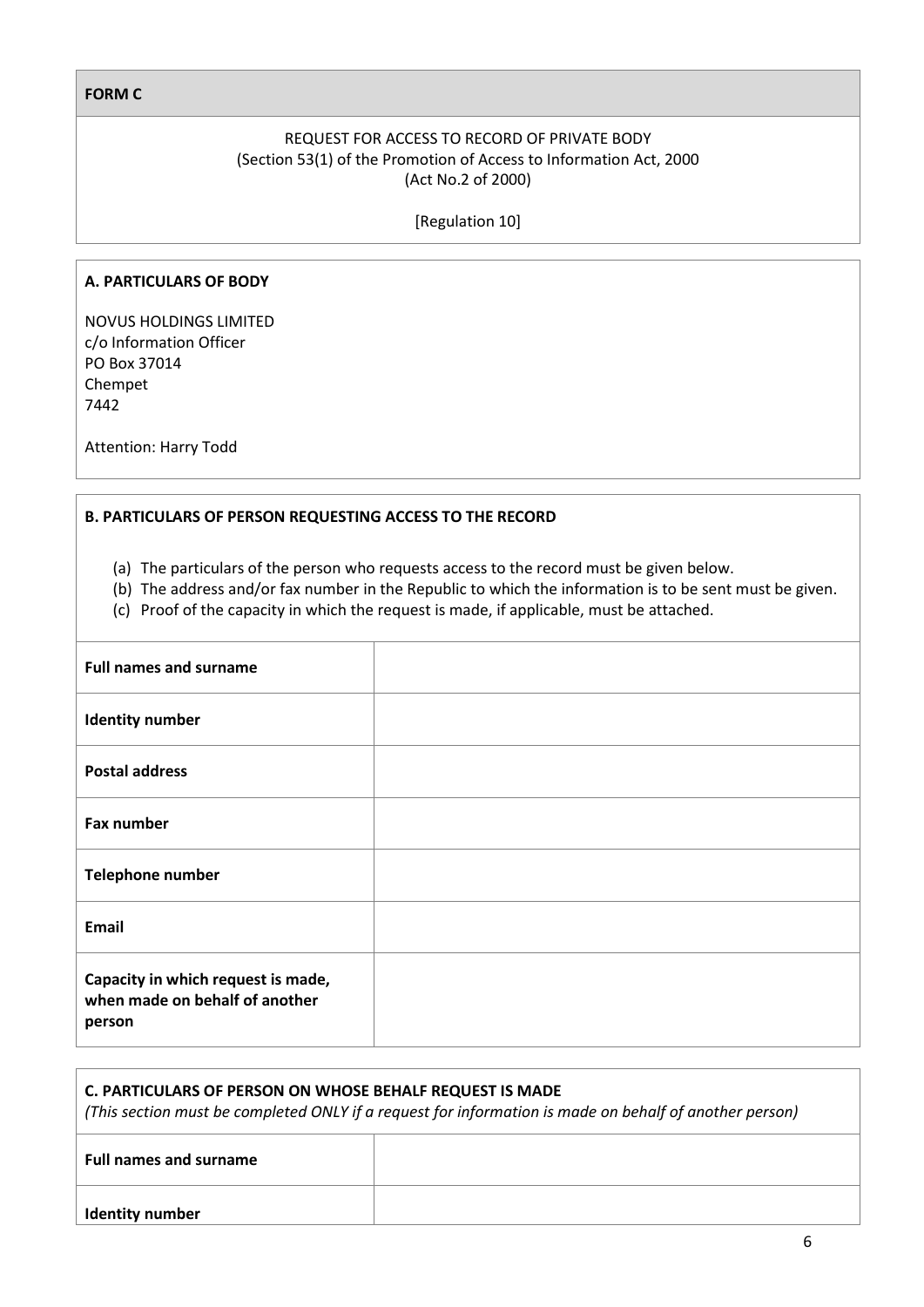**FORM C**

REQUEST FOR ACCESS TO RECORD OF PRIVATE BODY
(Section 53(1) of the Promotion of Access to Information Act, 2000
(Act No.2 of 2000)

[Regulation 10]

**A. PARTICULARS OF BODY**

NOVUS HOLDINGS LIMITED
c/o Information Officer
PO Box 37014
Chempet
7442

Attention: Harry Todd

**B. PARTICULARS OF PERSON REQUESTING ACCESS TO THE RECORD**

(a) The particulars of the person who requests access to the record must be given below.
(b) The address and/or fax number in the Republic to which the information is to be sent must be given.
(c) Proof of the capacity in which the request is made, if applicable, must be attached.

| | |
|---|---|
| **Full names and surname** | |
| **Identity number** | |
| **Postal address** | |
| **Fax number** | |
| **Telephone number** | |
| **Email** | |
| **Capacity in which request is made, when made on behalf of another person** | |

**C. PARTICULARS OF PERSON ON WHOSE BEHALF REQUEST IS MADE**
*(This section must be completed ONLY if a request for information is made on behalf of another person)*

| | |
|---|---|
| **Full names and surname** | |
| **Identity number** | |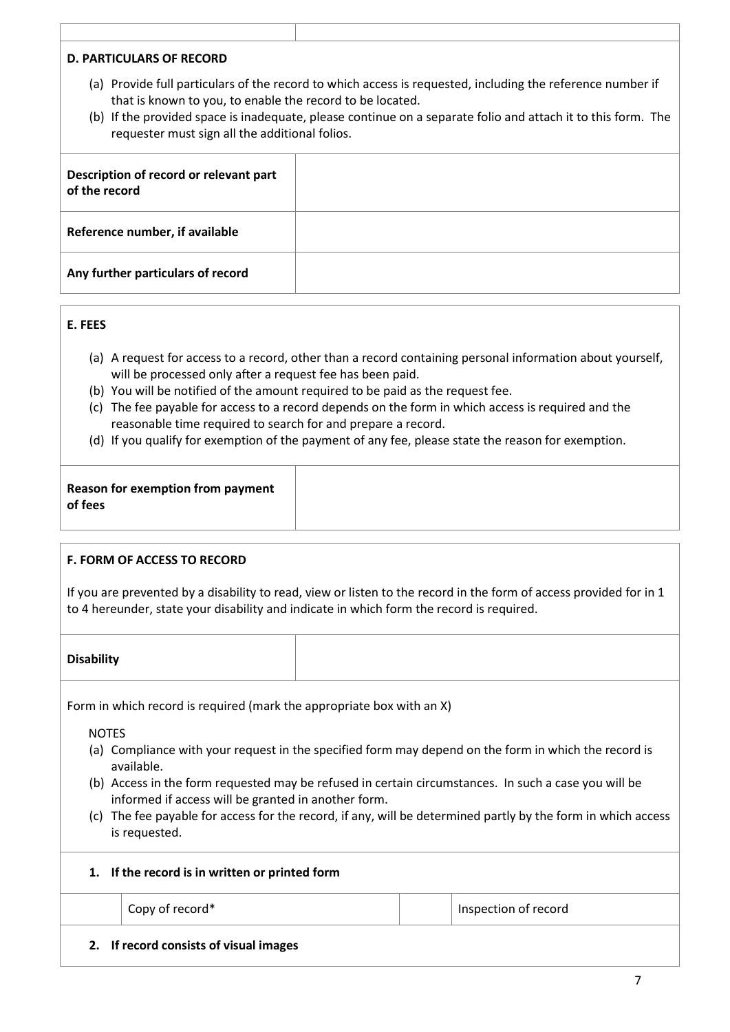| | |
|---|---|
| | |

**D. PARTICULARS OF RECORD**

(a) Provide full particulars of the record to which access is requested, including the reference number if that is known to you, to enable the record to be located.
(b) If the provided space is inadequate, please continue on a separate folio and attach it to this form. The requester must sign all the additional folios.

| | |
|---|---|
| **Description of record or relevant part of the record** | |
| **Reference number, if available** | |
| **Any further particulars of record** | |

**E. FEES**

(a) A request for access to a record, other than a record containing personal information about yourself, will be processed only after a request fee has been paid.
(b) You will be notified of the amount required to be paid as the request fee.
(c) The fee payable for access to a record depends on the form in which access is required and the reasonable time required to search for and prepare a record.
(d) If you qualify for exemption of the payment of any fee, please state the reason for exemption.

| | |
|---|---|
| **Reason for exemption from payment of fees** | |

**F. FORM OF ACCESS TO RECORD**

If you are prevented by a disability to read, view or listen to the record in the form of access provided for in 1 to 4 hereunder, state your disability and indicate in which form the record is required.

| | |
|---|---|
| **Disability** | |

Form in which record is required (mark the appropriate box with an X)

NOTES
(a) Compliance with your request in the specified form may depend on the form in which the record is available.
(b) Access in the form requested may be refused in certain circumstances. In such a case you will be informed if access will be granted in another form.
(c) The fee payable for access for the record, if any, will be determined partly by the form in which access is requested.

**1. If the record is in written or printed form**

| | | | |
|---|---|---|---|
| | Copy of record* | | Inspection of record |

**2. If record consists of visual images**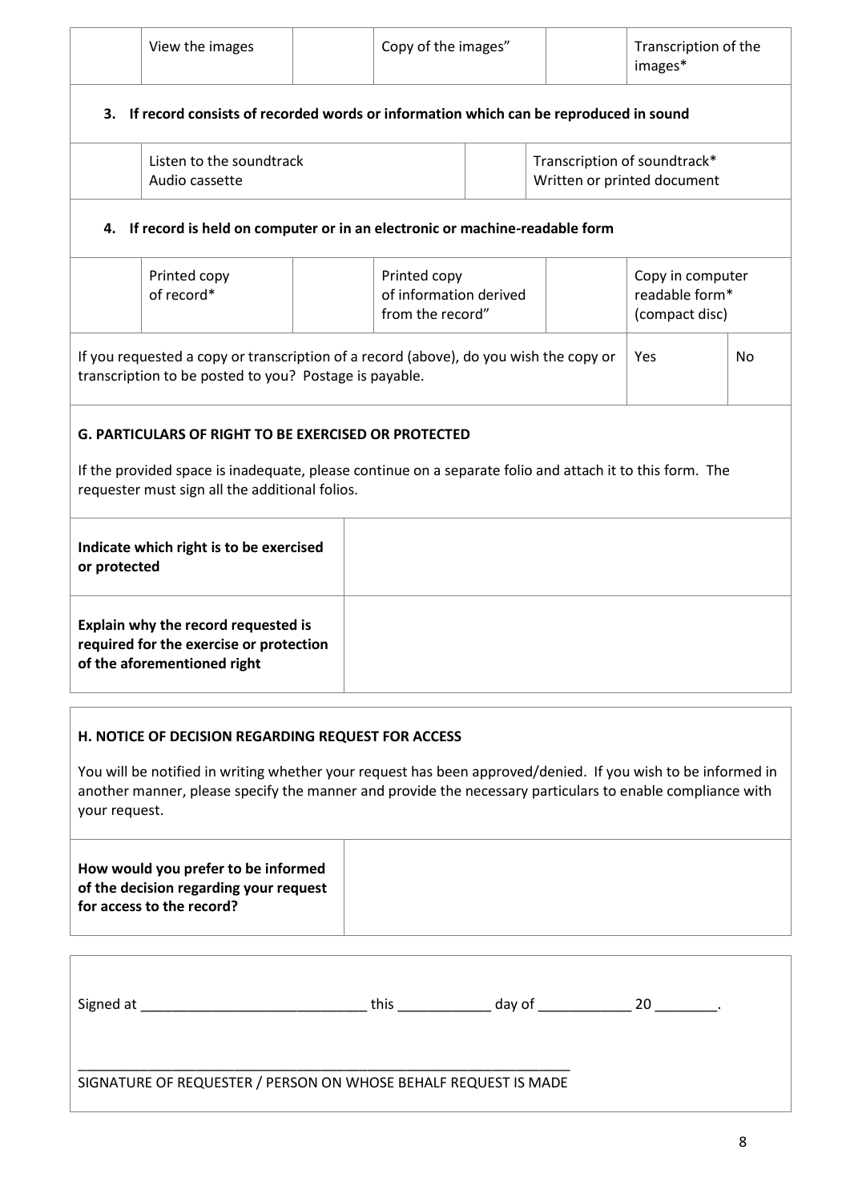| | | | | | | |
|---|---|---|---|---|---|---|
| | View the images | | Copy of the images" | | Transcription of the images* | |

**3. If record consists of recorded words or information which can be reproduced in sound**

| | | | |
|---|---|---|---|
| | Listen to the soundtrack<br>Audio cassette | | Transcription of soundtrack*<br>Written or printed document |

**4. If record is held on computer or in an electronic or machine-readable form**

| | | | | | |
|---|---|---|---|---|---|
| | Printed copy of record* | | Printed copy of information derived from the record" | | Copy in computer readable form* (compact disc) |

| | | |
|---|---|---|
| If you requested a copy or transcription of a record (above), do you wish the copy or transcription to be posted to you? Postage is payable. | Yes | No |

**G. PARTICULARS OF RIGHT TO BE EXERCISED OR PROTECTED**

If the provided space is inadequate, please continue on a separate folio and attach it to this form. The requester must sign all the additional folios.

| | |
|---|---|
| **Indicate which right is to be exercised or protected** | |
| **Explain why the record requested is required for the exercise or protection of the aforementioned right** | |

**H. NOTICE OF DECISION REGARDING REQUEST FOR ACCESS**

You will be notified in writing whether your request has been approved/denied. If you wish to be informed in another manner, please specify the manner and provide the necessary particulars to enable compliance with your request.

| | |
|---|---|
| **How would you prefer to be informed of the decision regarding your request for access to the record?** | |

Signed at _____________________________ this ____________ day of ____________ 20 ________.

_______________________________________________________________

SIGNATURE OF REQUESTER / PERSON ON WHOSE BEHALF REQUEST IS MADE